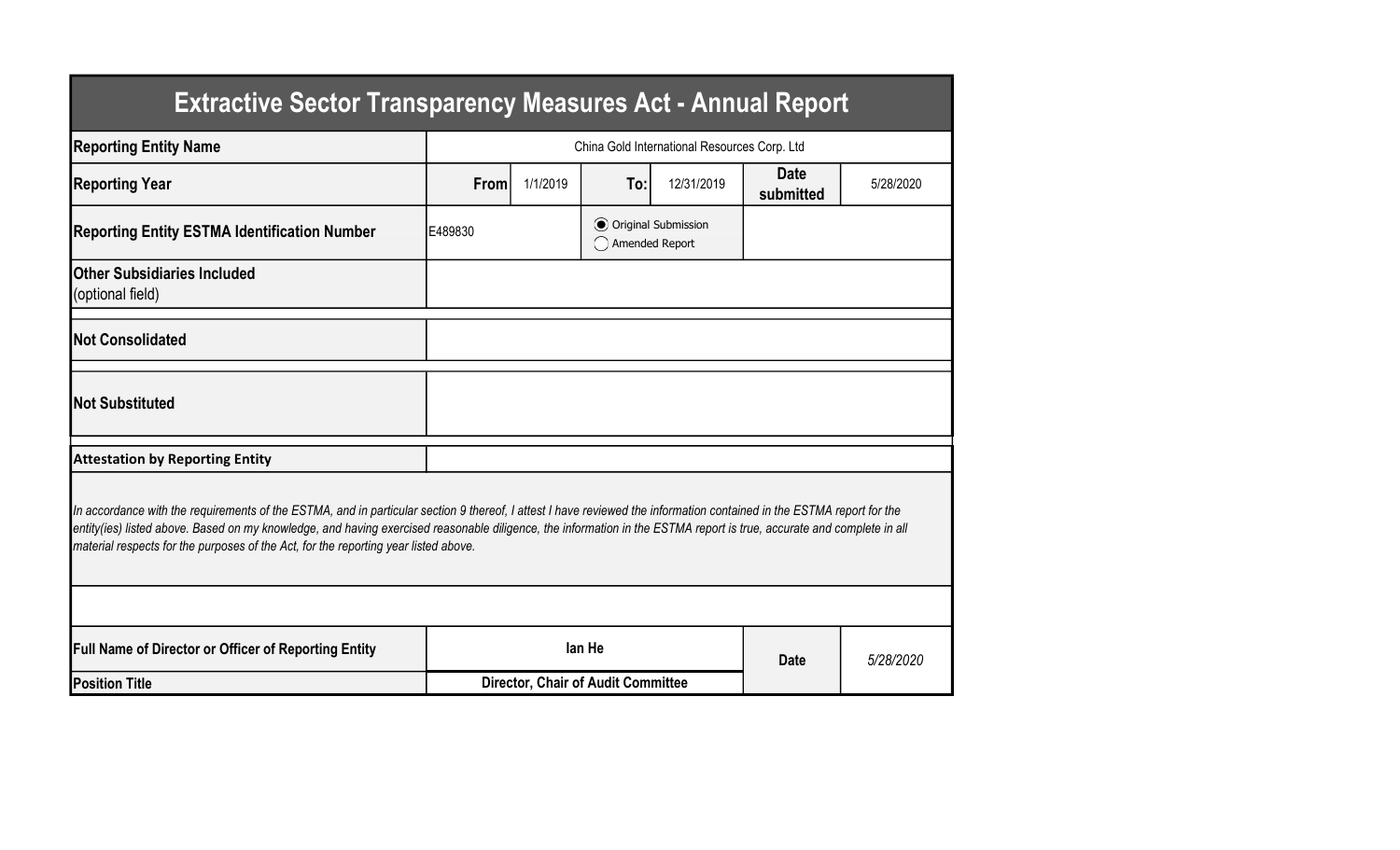# Extractive Sector Transparency Measures Act - Annual Report

| | | | | | | |
|---|---|---|---|---|---|---|
| **Reporting Entity Name** | China Gold International Resources Corp. Ltd | | | | | |
| **Reporting Year** | **From** | 1/1/2019 | **To:** | 12/31/2019 | **Date submitted** | 5/28/2020 |
| **Reporting Entity ESTMA Identification Number** | E489830 | | (●) Original Submission ( ) Amended Report | | | |
| **Other Subsidiaries Included** (optional field) | | | | | | |
| **Not Consolidated** | | | | | | |
| **Not Substituted** | | | | | | |

**Attestation by Reporting Entity**

*In accordance with the requirements of the ESTMA, and in particular section 9 thereof, I attest I have reviewed the information contained in the ESTMA report for the entity(ies) listed above. Based on my knowledge, and having exercised reasonable diligence, the information in the ESTMA report is true, accurate and complete in all material respects for the purposes of the Act, for the reporting year listed above.*

| | | | |
|---|---|---|---|
| **Full Name of Director or Officer of Reporting Entity** | **Ian He** | **Date** | *5/28/2020* |
| **Position Title** | **Director, Chair of Audit Committee** | | |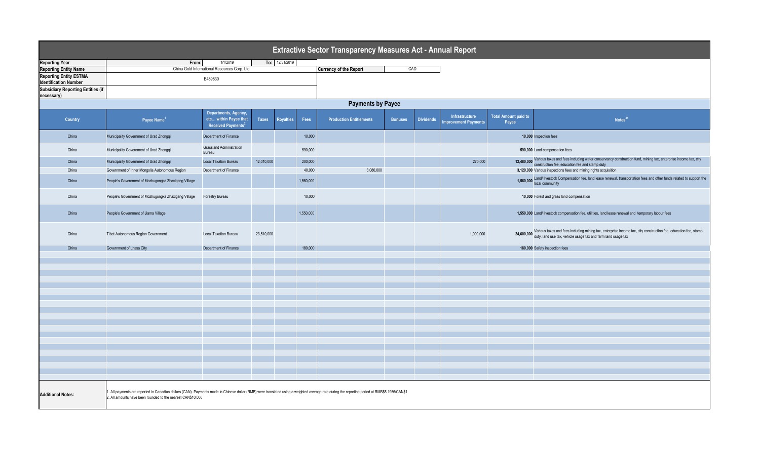# Extractive Sector Transparency Measures Act - Annual Report

| | | | |
|---|---|---|---|
| **Reporting Year** | From: 1/1/2019 | To: 12/31/2019 | |
| **Reporting Entity Name** | China Gold International Resources Corp. Ltd | **Currency of the Report** | CAD |
| **Reporting Entity ESTMA Identification Number** | E489830 | | |
| **Subsidiary Reporting Entities (if necessary)** | | | |

## Payments by Payee

| Country | Payee Name[1] | Departments, Agency, etc… within Payee that Received Payments[2] | Taxes | Royalties | Fees | Production Entitlements | Bonuses | Dividends | Infrastructure Improvement Payments | Total Amount paid to Payee | Notes[34] |
|---|---|---|---|---|---|---|---|---|---|---|---|
| China | Municipality Government of Urad Zhongqi | Department of Finance | | | 10,000 | | | | | **10,000** | Inspection fees |
| China | Municipality Government of Urad Zhongqi | Grassland Administration Bureau | | | 590,000 | | | | | **590,000** | Land compensation fees |
| China | Municipality Government of Urad Zhongqi | Local Taxation Bureau | 12,010,000 | | 200,000 | | | | 270,000 | **12,480,000** | Various taxes and fees including water conservancy construction fund, mining tax, enterprise income tax, city construction fee, education fee and stamp duty |
| China | Government of Inner Mongolia Autonomous Region | Department of Finance | | | 40,000 | 3,080,000 | | | | **3,120,000** | Various inspections fees and mining rights acquisition |
| China | People's Government of Mozhugongka Zhaxigang Village | | | | 1,560,000 | | | | | **1,560,000** | Land/ livestock Compensation fee, land lease renewal, transportation fees and other funds related to support the local community |
| China | People's Government of Mozhugongka Zhaxigang Village | Forestry Bureau | | | 10,000 | | | | | **10,000** | Forest and grass land compensation |
| China | People's Government of Jiama Village | | | | 1,550,000 | | | | | **1,550,000** | Land/ livestock compensation fee, utilities, land lease renewal and temporary labour fees |
| China | Tibet Autonomous Region Government | Local Taxation Bureau | 23,510,000 | | | | | | 1,090,000 | **24,600,000** | Various taxes and fees including mining tax, enterprise income tax, city construction fee, education fee, stamp duty, land use tax, vehicle usage tax and farm land usage tax |
| China | Government of Lhasa City | Department of Finance | | | 180,000 | | | | | **180,000** | Safety inspection fees |

**Additional Notes:**

1. All payments are reported in Canadian dollars (CAN). Payments made in Chinese dollar (RMB) were translated using a weighted average rate during the reporting period at RMB$5.1956/CAN$1
2. All amounts have been rounded to the nearest CAN$10,000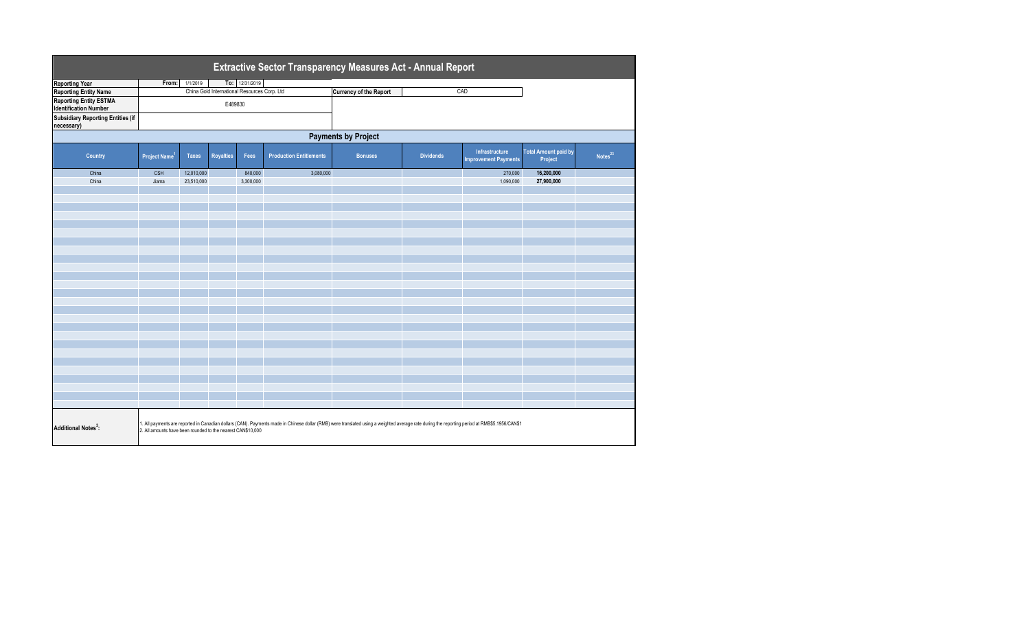# Extractive Sector Transparency Measures Act - Annual Report

| | | | | |
|---|---|---|---|---|
| **Reporting Year** | From: | 1/1/2019 | To: | 12/31/2019 |
| **Reporting Entity Name** | China Gold International Resources Corp. Ltd | | **Currency of the Report** | CAD |
| **Reporting Entity ESTMA Identification Number** | E489830 | | | |
| **Subsidiary Reporting Entities (if necessary)** | | | | |

## Payments by Project

| Country | Project Name[1] | Taxes | Royalties | Fees | Production Entitlements | Bonuses | Dividends | Infrastructure Improvement Payments | Total Amount paid by Project | Notes[23] |
|---|---|---|---|---|---|---|---|---|---|---|
| China | CSH | 12,010,000 | | 840,000 | 3,080,000 | | | 270,000 | **16,200,000** | |
| China | Jiama | 23,510,000 | | 3,300,000 | | | | 1,090,000 | **27,900,000** | |

**Additional Notes[3]:**

1. All payments are reported in Canadian dollars (CAN). Payments made in Chinese dollar (RMB) were translated using a weighted average rate during the reporting period at RMB$5.1956/CAN$1
2. All amounts have been rounded to the nearest CAN$10,000